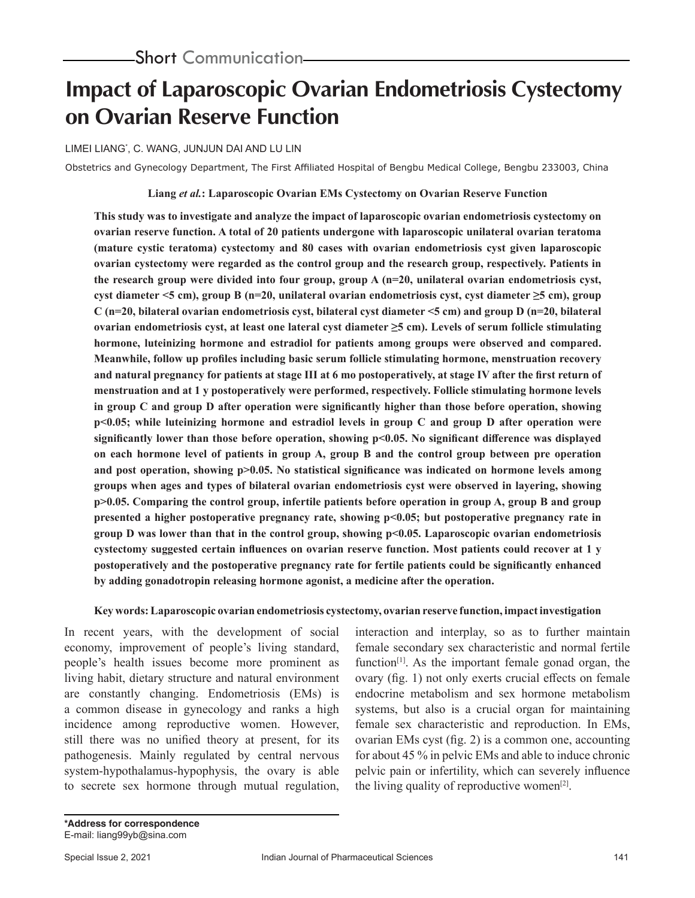Short Communication

# Impact of Laparoscopic Ovarian Endometriosis Cystectomy on Ovarian Reserve Function

LIMEI LIANG*, C. WANG, JUNJUN DAI AND LU LIN

Obstetrics and Gynecology Department, The First Affiliated Hospital of Bengbu Medical College, Bengbu 233003, China

**Liang *et al.*: Laparoscopic Ovarian EMs Cystectomy on Ovarian Reserve Function**

**This study was to investigate and analyze the impact of laparoscopic ovarian endometriosis cystectomy on ovarian reserve function. A total of 20 patients undergone with laparoscopic unilateral ovarian teratoma (mature cystic teratoma) cystectomy and 80 cases with ovarian endometriosis cyst given laparoscopic ovarian cystectomy were regarded as the control group and the research group, respectively. Patients in the research group were divided into four group, group A (n=20, unilateral ovarian endometriosis cyst, cyst diameter <5 cm), group B (n=20, unilateral ovarian endometriosis cyst, cyst diameter ≥5 cm), group C (n=20, bilateral ovarian endometriosis cyst, bilateral cyst diameter <5 cm) and group D (n=20, bilateral ovarian endometriosis cyst, at least one lateral cyst diameter ≥5 cm). Levels of serum follicle stimulating hormone, luteinizing hormone and estradiol for patients among groups were observed and compared. Meanwhile, follow up profiles including basic serum follicle stimulating hormone, menstruation recovery and natural pregnancy for patients at stage III at 6 mo postoperatively, at stage IV after the first return of menstruation and at 1 y postoperatively were performed, respectively. Follicle stimulating hormone levels in group C and group D after operation were significantly higher than those before operation, showing $p<0.05$; while luteinizing hormone and estradiol levels in group C and group D after operation were significantly lower than those before operation, showing $p<0.05$. No significant difference was displayed on each hormone level of patients in group A, group B and the control group between pre operation and post operation, showing $p>0.05$. No statistical significance was indicated on hormone levels among groups when ages and types of bilateral ovarian endometriosis cyst were observed in layering, showing $p>0.05$. Comparing the control group, infertile patients before operation in group A, group B and group presented a higher postoperative pregnancy rate, showing $p<0.05$; but postoperative pregnancy rate in group D was lower than that in the control group, showing $p<0.05$. Laparoscopic ovarian endometriosis cystectomy suggested certain influences on ovarian reserve function. Most patients could recover at 1 y postoperatively and the postoperative pregnancy rate for fertile patients could be significantly enhanced by adding gonadotropin releasing hormone agonist, a medicine after the operation.**

**Key words: Laparoscopic ovarian endometriosis cystectomy, ovarian reserve function, impact investigation**

In recent years, with the development of social economy, improvement of people's living standard, people's health issues become more prominent as living habit, dietary structure and natural environment are constantly changing. Endometriosis (EMs) is a common disease in gynecology and ranks a high incidence among reproductive women. However, still there was no unified theory at present, for its pathogenesis. Mainly regulated by central nervous system-hypothalamus-hypophysis, the ovary is able to secrete sex hormone through mutual regulation, interaction and interplay, so as to further maintain female secondary sex characteristic and normal fertile function[1]. As the important female gonad organ, the ovary (fig. 1) not only exerts crucial effects on female endocrine metabolism and sex hormone metabolism systems, but also is a crucial organ for maintaining female sex characteristic and reproduction. In EMs, ovarian EMs cyst (fig. 2) is a common one, accounting for about 45 % in pelvic EMs and able to induce chronic pelvic pain or infertility, which can severely influence the living quality of reproductive women[2].

***Address for correspondence**
E-mail: liang99yb@sina.com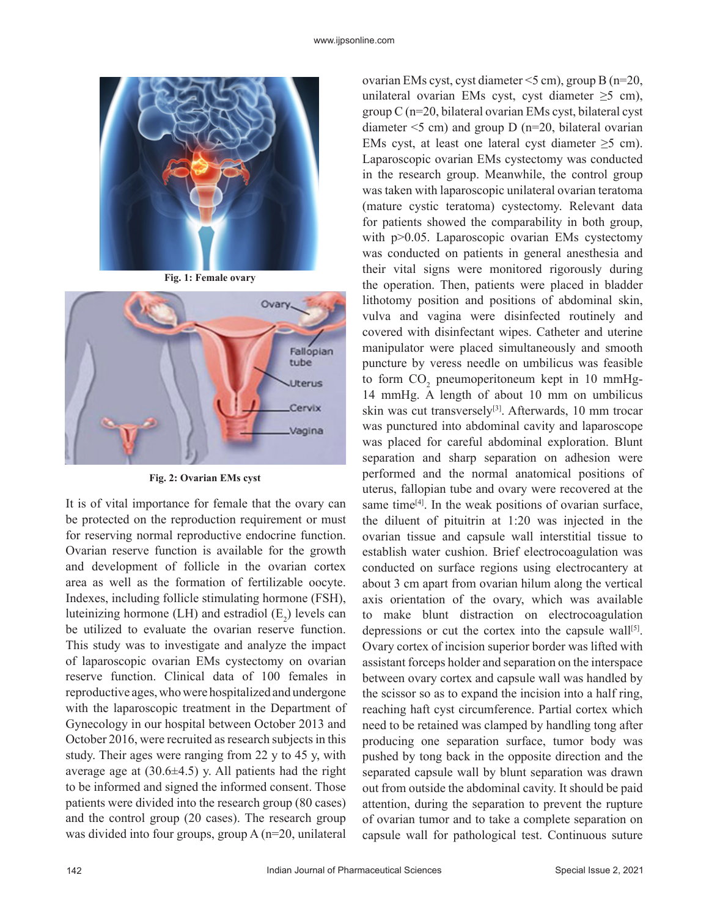Fig. 1: Female ovary

Fig. 2: Ovarian EMs cyst

It is of vital importance for female that the ovary can be protected on the reproduction requirement or must for reserving normal reproductive endocrine function. Ovarian reserve function is available for the growth and development of follicle in the ovarian cortex area as well as the formation of fertilizable oocyte. Indexes, including follicle stimulating hormone (FSH), luteinizing hormone (LH) and estradiol ($E_2$) levels can be utilized to evaluate the ovarian reserve function. This study was to investigate and analyze the impact of laparoscopic ovarian EMs cystectomy on ovarian reserve function. Clinical data of 100 females in reproductive ages, who were hospitalized and undergone with the laparoscopic treatment in the Department of Gynecology in our hospital between October 2013 and October 2016, were recruited as research subjects in this study. Their ages were ranging from 22 y to 45 y, with average age at (30.6±4.5) y. All patients had the right to be informed and signed the informed consent. Those patients were divided into the research group (80 cases) and the control group (20 cases). The research group was divided into four groups, group A (n=20, unilateral ovarian EMs cyst, cyst diameter <5 cm), group B (n=20, unilateral ovarian EMs cyst, cyst diameter ≥5 cm), group C (n=20, bilateral ovarian EMs cyst, bilateral cyst diameter <5 cm) and group D (n=20, bilateral ovarian EMs cyst, at least one lateral cyst diameter ≥5 cm). Laparoscopic ovarian EMs cystectomy was conducted in the research group. Meanwhile, the control group was taken with laparoscopic unilateral ovarian teratoma (mature cystic teratoma) cystectomy. Relevant data for patients showed the comparability in both group, with p>0.05. Laparoscopic ovarian EMs cystectomy was conducted on patients in general anesthesia and their vital signs were monitored rigorously during the operation. Then, patients were placed in bladder lithotomy position and positions of abdominal skin, vulva and vagina were disinfected routinely and covered with disinfectant wipes. Catheter and uterine manipulator were placed simultaneously and smooth puncture by veress needle on umbilicus was feasible to form $CO_2$ pneumoperitoneum kept in 10 mmHg-14 mmHg. A length of about 10 mm on umbilicus skin was cut transversely[3]. Afterwards, 10 mm trocar was punctured into abdominal cavity and laparoscope was placed for careful abdominal exploration. Blunt separation and sharp separation on adhesion were performed and the normal anatomical positions of uterus, fallopian tube and ovary were recovered at the same time[4]. In the weak positions of ovarian surface, the diluent of pituitrin at 1:20 was injected in the ovarian tissue and capsule wall interstitial tissue to establish water cushion. Brief electrocoagulation was conducted on surface regions using electrocantery at about 3 cm apart from ovarian hilum along the vertical axis orientation of the ovary, which was available to make blunt distraction on electrocoagulation depressions or cut the cortex into the capsule wall[5]. Ovary cortex of incision superior border was lifted with assistant forceps holder and separation on the interspace between ovary cortex and capsule wall was handled by the scissor so as to expand the incision into a half ring, reaching haft cyst circumference. Partial cortex which need to be retained was clamped by handling tong after producing one separation surface, tumor body was pushed by tong back in the opposite direction and the separated capsule wall by blunt separation was drawn out from outside the abdominal cavity. It should be paid attention, during the separation to prevent the rupture of ovarian tumor and to take a complete separation on capsule wall for pathological test. Continuous suture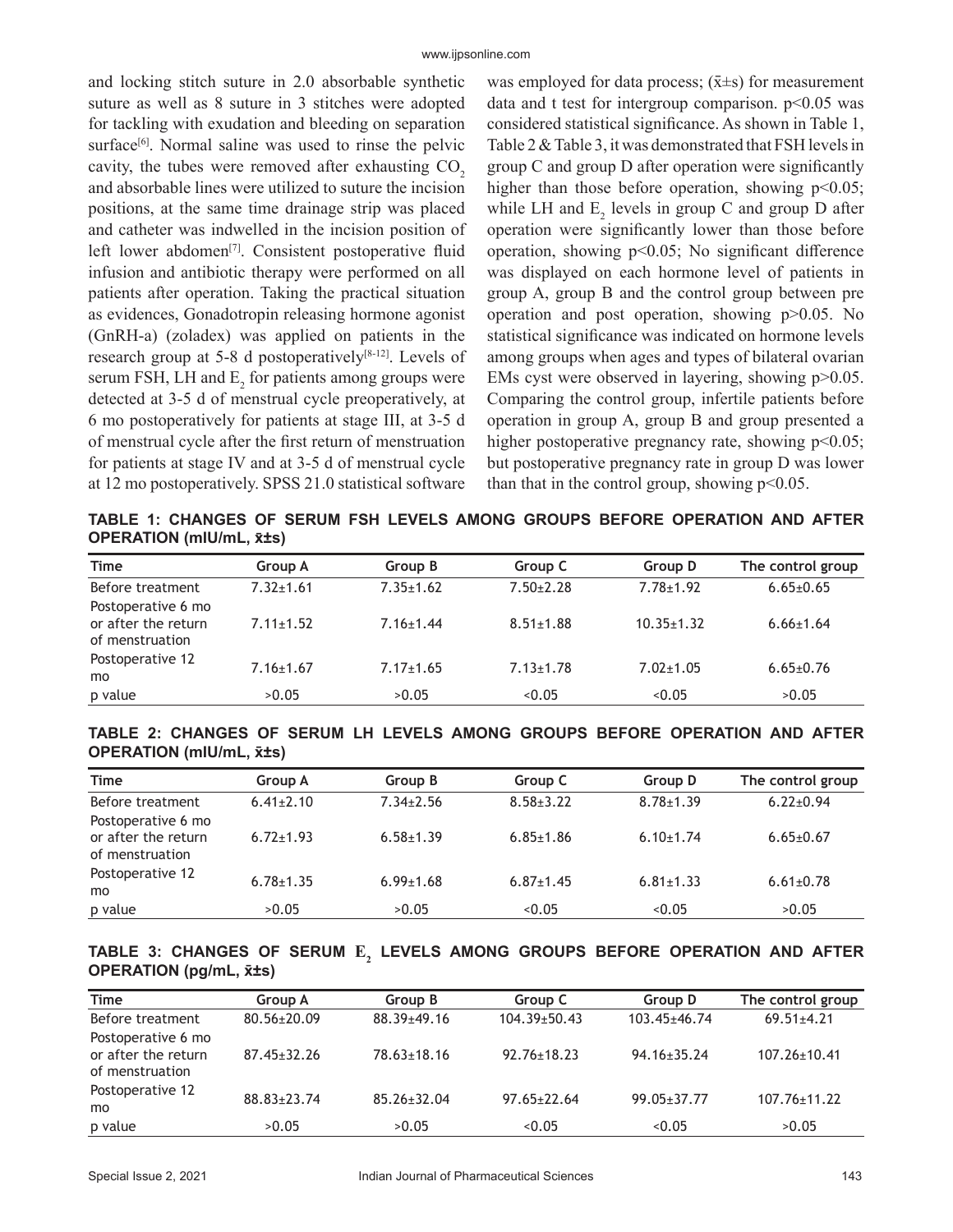and locking stitch suture in 2.0 absorbable synthetic suture as well as 8 suture in 3 stitches were adopted for tackling with exudation and bleeding on separation surface[6]. Normal saline was used to rinse the pelvic cavity, the tubes were removed after exhausting $CO_2$ and absorbable lines were utilized to suture the incision positions, at the same time drainage strip was placed and catheter was indwelled in the incision position of left lower abdomen[7]. Consistent postoperative fluid infusion and antibiotic therapy were performed on all patients after operation. Taking the practical situation as evidences, Gonadotropin releasing hormone agonist (GnRH-a) (zoladex) was applied on patients in the research group at 5-8 d postoperatively[8-12]. Levels of serum FSH, LH and $E_2$ for patients among groups were detected at 3-5 d of menstrual cycle preoperatively, at 6 mo postoperatively for patients at stage III, at 3-5 d of menstrual cycle after the first return of menstruation for patients at stage IV and at 3-5 d of menstrual cycle at 12 mo postoperatively. SPSS 21.0 statistical software was employed for data process; ($\bar{x}\pm s$) for measurement data and t test for intergroup comparison. $p<0.05$ was considered statistical significance. As shown in Table 1, Table 2 & Table 3, it was demonstrated that FSH levels in group C and group D after operation were significantly higher than those before operation, showing $p<0.05$; while LH and $E_2$ levels in group C and group D after operation were significantly lower than those before operation, showing $p<0.05$; No significant difference was displayed on each hormone level of patients in group A, group B and the control group between pre operation and post operation, showing $p>0.05$. No statistical significance was indicated on hormone levels among groups when ages and types of bilateral ovarian EMs cyst were observed in layering, showing $p>0.05$. Comparing the control group, infertile patients before operation in group A, group B and group presented a higher postoperative pregnancy rate, showing $p<0.05$; but postoperative pregnancy rate in group D was lower than that in the control group, showing $p<0.05$.

**TABLE 1: CHANGES OF SERUM FSH LEVELS AMONG GROUPS BEFORE OPERATION AND AFTER OPERATION (mIU/mL, $\bar{x}\pm s$)**

| Time | Group A | Group B | Group C | Group D | The control group |
|---|---|---|---|---|---|
| Before treatment | 7.32±1.61 | 7.35±1.62 | 7.50±2.28 | 7.78±1.92 | 6.65±0.65 |
| Postoperative 6 mo or after the return of menstruation | 7.11±1.52 | 7.16±1.44 | 8.51±1.88 | 10.35±1.32 | 6.66±1.64 |
| Postoperative 12 mo | 7.16±1.67 | 7.17±1.65 | 7.13±1.78 | 7.02±1.05 | 6.65±0.76 |
| p value | >0.05 | >0.05 | <0.05 | <0.05 | >0.05 |

**TABLE 2: CHANGES OF SERUM LH LEVELS AMONG GROUPS BEFORE OPERATION AND AFTER OPERATION (mIU/mL, $\bar{x}\pm s$)**

| Time | Group A | Group B | Group C | Group D | The control group |
|---|---|---|---|---|---|
| Before treatment | 6.41±2.10 | 7.34±2.56 | 8.58±3.22 | 8.78±1.39 | 6.22±0.94 |
| Postoperative 6 mo or after the return of menstruation | 6.72±1.93 | 6.58±1.39 | 6.85±1.86 | 6.10±1.74 | 6.65±0.67 |
| Postoperative 12 mo | 6.78±1.35 | 6.99±1.68 | 6.87±1.45 | 6.81±1.33 | 6.61±0.78 |
| p value | >0.05 | >0.05 | <0.05 | <0.05 | >0.05 |

**TABLE 3: CHANGES OF SERUM $E_2$ LEVELS AMONG GROUPS BEFORE OPERATION AND AFTER OPERATION (pg/mL, $\bar{x}\pm s$)**

| Time | Group A | Group B | Group C | Group D | The control group |
|---|---|---|---|---|---|
| Before treatment | 80.56±20.09 | 88.39±49.16 | 104.39±50.43 | 103.45±46.74 | 69.51±4.21 |
| Postoperative 6 mo or after the return of menstruation | 87.45±32.26 | 78.63±18.16 | 92.76±18.23 | 94.16±35.24 | 107.26±10.41 |
| Postoperative 12 mo | 88.83±23.74 | 85.26±32.04 | 97.65±22.64 | 99.05±37.77 | 107.76±11.22 |
| p value | >0.05 | >0.05 | <0.05 | <0.05 | >0.05 |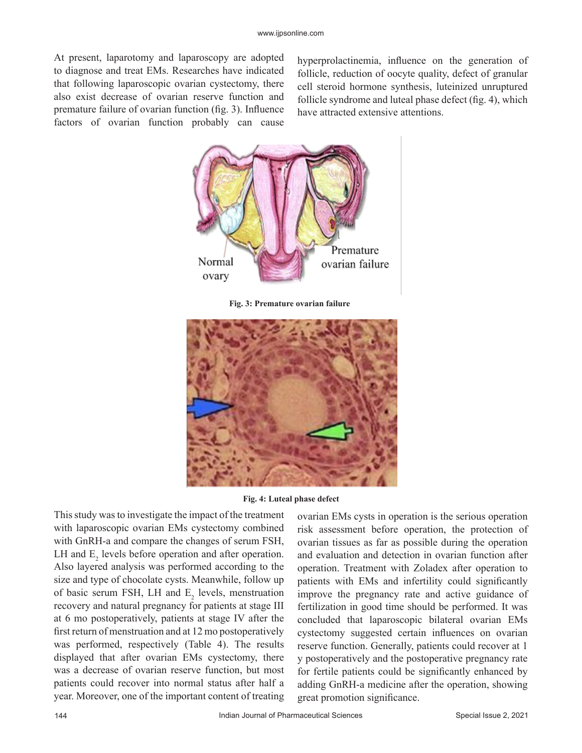At present, laparotomy and laparoscopy are adopted to diagnose and treat EMs. Researches have indicated that following laparoscopic ovarian cystectomy, there also exist decrease of ovarian reserve function and premature failure of ovarian function (fig. 3). Influence factors of ovarian function probably can cause hyperprolactinemia, influence on the generation of follicle, reduction of oocyte quality, defect of granular cell steroid hormone synthesis, luteinized unruptured follicle syndrome and luteal phase defect (fig. 4), which have attracted extensive attentions.

**Fig. 3: Premature ovarian failure**

**Fig. 4: Luteal phase defect**

This study was to investigate the impact of the treatment with laparoscopic ovarian EMs cystectomy combined with GnRH-a and compare the changes of serum FSH, LH and $E_2$ levels before operation and after operation. Also layered analysis was performed according to the size and type of chocolate cysts. Meanwhile, follow up of basic serum FSH, LH and $E_2$ levels, menstruation recovery and natural pregnancy for patients at stage III at 6 mo postoperatively, patients at stage IV after the first return of menstruation and at 12 mo postoperatively was performed, respectively (Table 4). The results displayed that after ovarian EMs cystectomy, there was a decrease of ovarian reserve function, but most patients could recover into normal status after half a year. Moreover, one of the important content of treating ovarian EMs cysts in operation is the serious operation risk assessment before operation, the protection of ovarian tissues as far as possible during the operation and evaluation and detection in ovarian function after operation. Treatment with Zoladex after operation to patients with EMs and infertility could significantly improve the pregnancy rate and active guidance of fertilization in good time should be performed. It was concluded that laparoscopic bilateral ovarian EMs cystectomy suggested certain influences on ovarian reserve function. Generally, patients could recover at 1 y postoperatively and the postoperative pregnancy rate for fertile patients could be significantly enhanced by adding GnRH-a medicine after the operation, showing great promotion significance.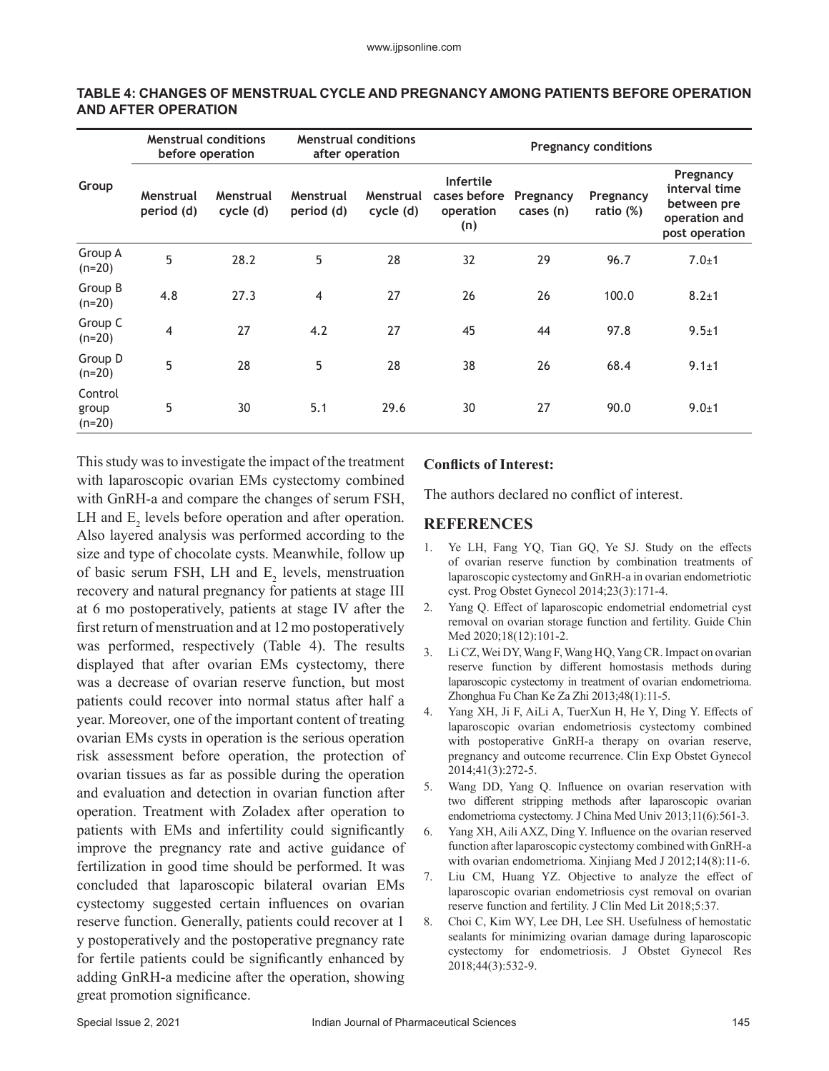**TABLE 4: CHANGES OF MENSTRUAL CYCLE AND PREGNANCY AMONG PATIENTS BEFORE OPERATION AND AFTER OPERATION**

| Group | Menstrual conditions before operation | | Menstrual conditions after operation | | Pregnancy conditions | | | |
|---|---|---|---|---|---|---|---|---|
| | Menstrual period (d) | Menstrual cycle (d) | Menstrual period (d) | Menstrual cycle (d) | Infertile cases before operation (n) | Pregnancy cases (n) | Pregnancy ratio (%) | Pregnancy interval time between pre operation and post operation |
| Group A (n=20) | 5 | 28.2 | 5 | 28 | 32 | 29 | 96.7 | 7.0±1 |
| Group B (n=20) | 4.8 | 27.3 | 4 | 27 | 26 | 26 | 100.0 | 8.2±1 |
| Group C (n=20) | 4 | 27 | 4.2 | 27 | 45 | 44 | 97.8 | 9.5±1 |
| Group D (n=20) | 5 | 28 | 5 | 28 | 38 | 26 | 68.4 | 9.1±1 |
| Control group (n=20) | 5 | 30 | 5.1 | 29.6 | 30 | 27 | 90.0 | 9.0±1 |

This study was to investigate the impact of the treatment with laparoscopic ovarian EMs cystectomy combined with GnRH-a and compare the changes of serum FSH, LH and $E_2$ levels before operation and after operation. Also layered analysis was performed according to the size and type of chocolate cysts. Meanwhile, follow up of basic serum FSH, LH and $E_2$ levels, menstruation recovery and natural pregnancy for patients at stage III at 6 mo postoperatively, patients at stage IV after the first return of menstruation and at 12 mo postoperatively was performed, respectively (Table 4). The results displayed that after ovarian EMs cystectomy, there was a decrease of ovarian reserve function, but most patients could recover into normal status after half a year. Moreover, one of the important content of treating ovarian EMs cysts in operation is the serious operation risk assessment before operation, the protection of ovarian tissues as far as possible during the operation and evaluation and detection in ovarian function after operation. Treatment with Zoladex after operation to patients with EMs and infertility could significantly improve the pregnancy rate and active guidance of fertilization in good time should be performed. It was concluded that laparoscopic bilateral ovarian EMs cystectomy suggested certain influences on ovarian reserve function. Generally, patients could recover at 1 y postoperatively and the postoperative pregnancy rate for fertile patients could be significantly enhanced by adding GnRH-a medicine after the operation, showing great promotion significance.

### Conflicts of Interest:

The authors declared no conflict of interest.

## REFERENCES

1. Ye LH, Fang YQ, Tian GQ, Ye SJ. Study on the effects of ovarian reserve function by combination treatments of laparoscopic cystectomy and GnRH-a in ovarian endometriotic cyst. Prog Obstet Gynecol 2014;23(3):171-4.
2. Yang Q. Effect of laparoscopic endometrial endometrial cyst removal on ovarian storage function and fertility. Guide Chin Med 2020;18(12):101-2.
3. Li CZ, Wei DY, Wang F, Wang HQ, Yang CR. Impact on ovarian reserve function by different homostasis methods during laparoscopic cystectomy in treatment of ovarian endometrioma. Zhonghua Fu Chan Ke Za Zhi 2013;48(1):11-5.
4. Yang XH, Ji F, AiLi A, TuerXun H, He Y, Ding Y. Effects of laparoscopic ovarian endometriosis cystectomy combined with postoperative GnRH-a therapy on ovarian reserve, pregnancy and outcome recurrence. Clin Exp Obstet Gynecol 2014;41(3):272-5.
5. Wang DD, Yang Q. Influence on ovarian reservation with two different stripping methods after laparoscopic ovarian endometrioma cystectomy. J China Med Univ 2013;11(6):561-3.
6. Yang XH, Aili AXZ, Ding Y. Influence on the ovarian reserved function after laparoscopic cystectomy combined with GnRH-a with ovarian endometrioma. Xinjiang Med J 2012;14(8):11-6.
7. Liu CM, Huang YZ. Objective to analyze the effect of laparoscopic ovarian endometriosis cyst removal on ovarian reserve function and fertility. J Clin Med Lit 2018;5:37.
8. Choi C, Kim WY, Lee DH, Lee SH. Usefulness of hemostatic sealants for minimizing ovarian damage during laparoscopic cystectomy for endometriosis. J Obstet Gynecol Res 2018;44(3):532-9.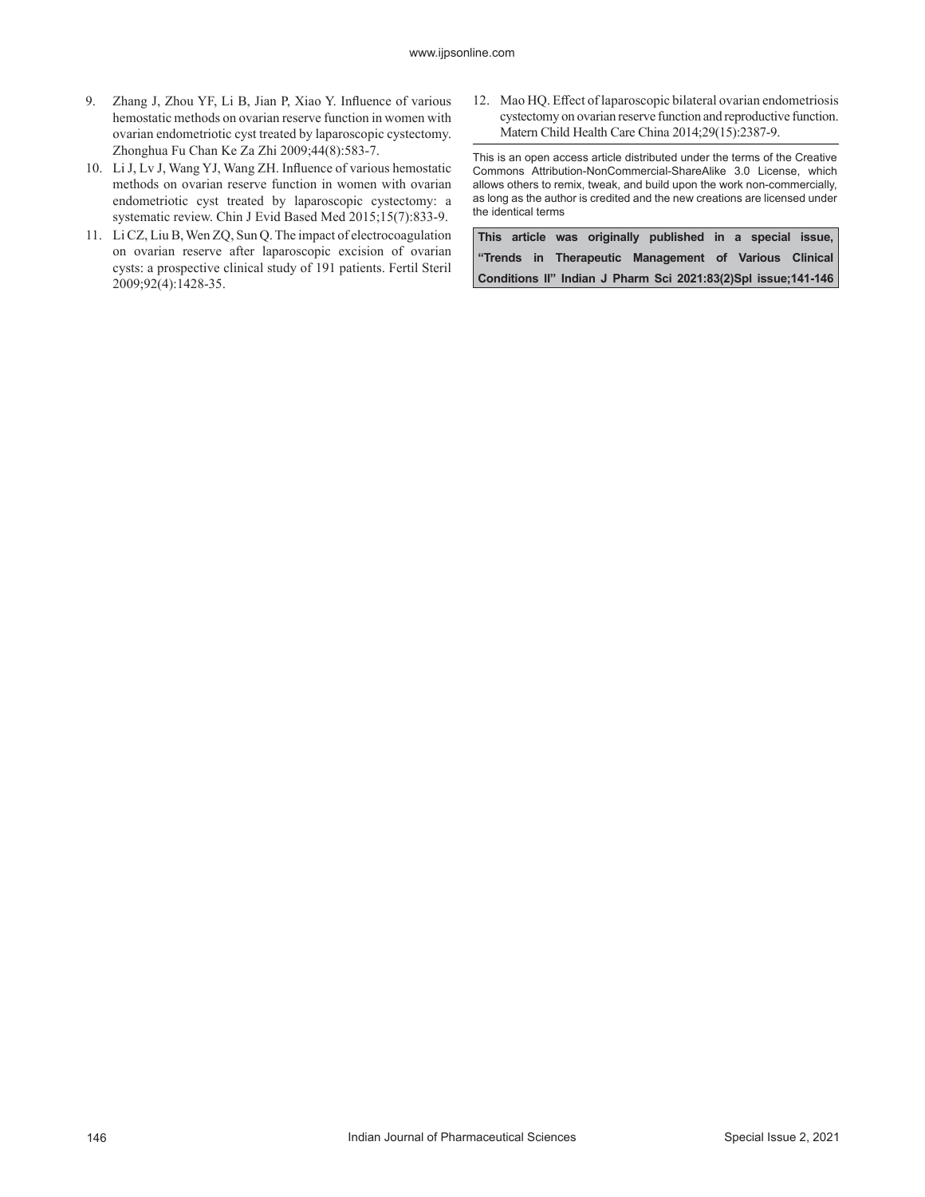9. Zhang J, Zhou YF, Li B, Jian P, Xiao Y. Influence of various hemostatic methods on ovarian reserve function in women with ovarian endometriotic cyst treated by laparoscopic cystectomy. Zhonghua Fu Chan Ke Za Zhi 2009;44(8):583-7.
10. Li J, Lv J, Wang YJ, Wang ZH. Influence of various hemostatic methods on ovarian reserve function in women with ovarian endometriotic cyst treated by laparoscopic cystectomy: a systematic review. Chin J Evid Based Med 2015;15(7):833-9.
11. Li CZ, Liu B, Wen ZQ, Sun Q. The impact of electrocoagulation on ovarian reserve after laparoscopic excision of ovarian cysts: a prospective clinical study of 191 patients. Fertil Steril 2009;92(4):1428-35.
12. Mao HQ. Effect of laparoscopic bilateral ovarian endometriosis cystectomy on ovarian reserve function and reproductive function. Matern Child Health Care China 2014;29(15):2387-9.

This is an open access article distributed under the terms of the Creative Commons Attribution-NonCommercial-ShareAlike 3.0 License, which allows others to remix, tweak, and build upon the work non-commercially, as long as the author is credited and the new creations are licensed under the identical terms

**This article was originally published in a special issue, "Trends in Therapeutic Management of Various Clinical Conditions II" Indian J Pharm Sci 2021:83(2)Spl issue;141-146**